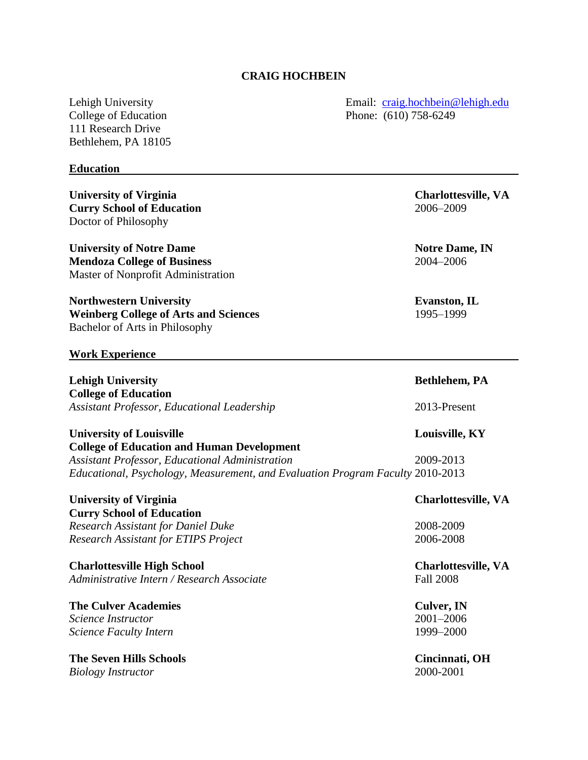# CRAIG HOCHBEIN

Lehigh University
College of Education
111 Research Drive
Bethlehem, PA 18105

Email: craig.hochbein@lehigh.edu
Phone: (610) 758-6249

## Education

**University of Virginia** — **Charlottesville, VA**
**Curry School of Education** — 2006–2009
Doctor of Philosophy

**University of Notre Dame** — **Notre Dame, IN**
**Mendoza College of Business** — 2004–2006
Master of Nonprofit Administration

**Northwestern University** — **Evanston, IL**
**Weinberg College of Arts and Sciences** — 1995–1999
Bachelor of Arts in Philosophy

## Work Experience

**Lehigh University** — **Bethlehem, PA**
**College of Education**
*Assistant Professor, Educational Leadership* — 2013-Present

**University of Louisville** — **Louisville, KY**
**College of Education and Human Development**
*Assistant Professor, Educational Administration* — 2009-2013
*Educational, Psychology, Measurement, and Evaluation Program Faculty* — 2010-2013

**University of Virginia** — **Charlottesville, VA**
**Curry School of Education**
*Research Assistant for Daniel Duke* — 2008-2009
*Research Assistant for ETIPS Project* — 2006-2008

**Charlottesville High School** — **Charlottesville, VA**
*Administrative Intern / Research Associate* — Fall 2008

**The Culver Academies** — **Culver, IN**
*Science Instructor* — 2001–2006
*Science Faculty Intern* — 1999–2000

**The Seven Hills Schools** — **Cincinnati, OH**
*Biology Instructor* — 2000-2001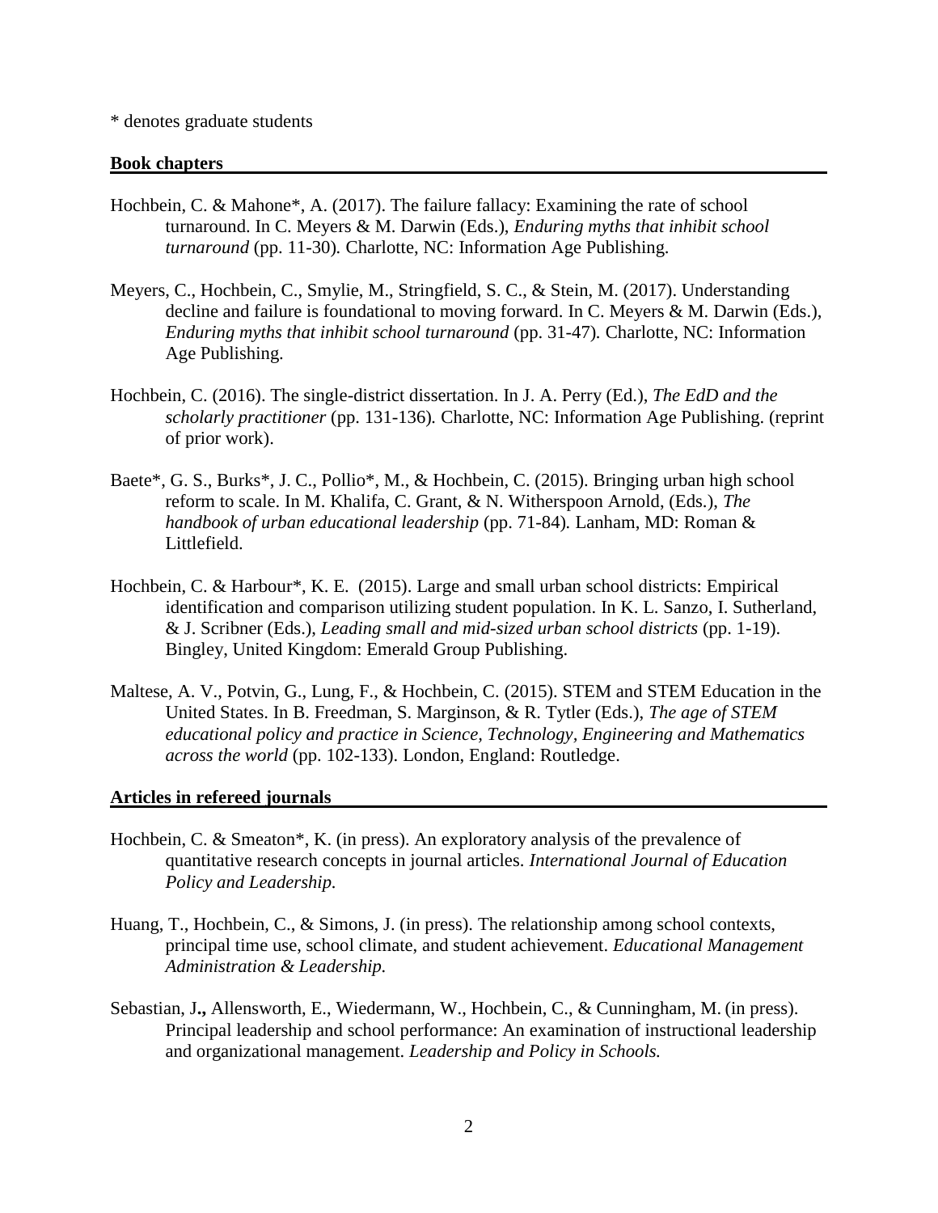\* denotes graduate students

## Book chapters

Hochbein, C. & Mahone*, A. (2017). The failure fallacy: Examining the rate of school turnaround. In C. Meyers & M. Darwin (Eds.), *Enduring myths that inhibit school turnaround* (pp. 11-30)*.* Charlotte, NC: Information Age Publishing.

Meyers, C., Hochbein, C., Smylie, M., Stringfield, S. C., & Stein, M. (2017). Understanding decline and failure is foundational to moving forward. In C. Meyers & M. Darwin (Eds.), *Enduring myths that inhibit school turnaround* (pp. 31-47)*.* Charlotte, NC: Information Age Publishing.

Hochbein, C. (2016). The single-district dissertation. In J. A. Perry (Ed.), *The EdD and the scholarly practitioner* (pp. 131-136)*.* Charlotte, NC: Information Age Publishing. (reprint of prior work).

Baete*, G. S., Burks*, J. C., Pollio*, M., & Hochbein, C. (2015). Bringing urban high school reform to scale. In M. Khalifa, C. Grant, & N. Witherspoon Arnold, (Eds.), *The handbook of urban educational leadership* (pp. 71-84)*.* Lanham, MD: Roman & Littlefield.

Hochbein, C. & Harbour*, K. E. (2015). Large and small urban school districts: Empirical identification and comparison utilizing student population. In K. L. Sanzo, I. Sutherland, & J. Scribner (Eds.), *Leading small and mid-sized urban school districts* (pp. 1-19). Bingley, United Kingdom: Emerald Group Publishing.

Maltese, A. V., Potvin, G., Lung, F., & Hochbein, C. (2015). STEM and STEM Education in the United States. In B. Freedman, S. Marginson, & R. Tytler (Eds.), *The age of STEM educational policy and practice in Science, Technology, Engineering and Mathematics across the world* (pp. 102-133). London, England: Routledge.

## Articles in refereed journals

Hochbein, C. & Smeaton*, K. (in press). An exploratory analysis of the prevalence of quantitative research concepts in journal articles. *International Journal of Education Policy and Leadership.*

Huang, T., Hochbein, C., & Simons, J. (in press). The relationship among school contexts, principal time use, school climate, and student achievement. *Educational Management Administration & Leadership.*

Sebastian, J**.,** Allensworth, E., Wiedermann, W., Hochbein, C., & Cunningham, M. (in press). Principal leadership and school performance: An examination of instructional leadership and organizational management. *Leadership and Policy in Schools.*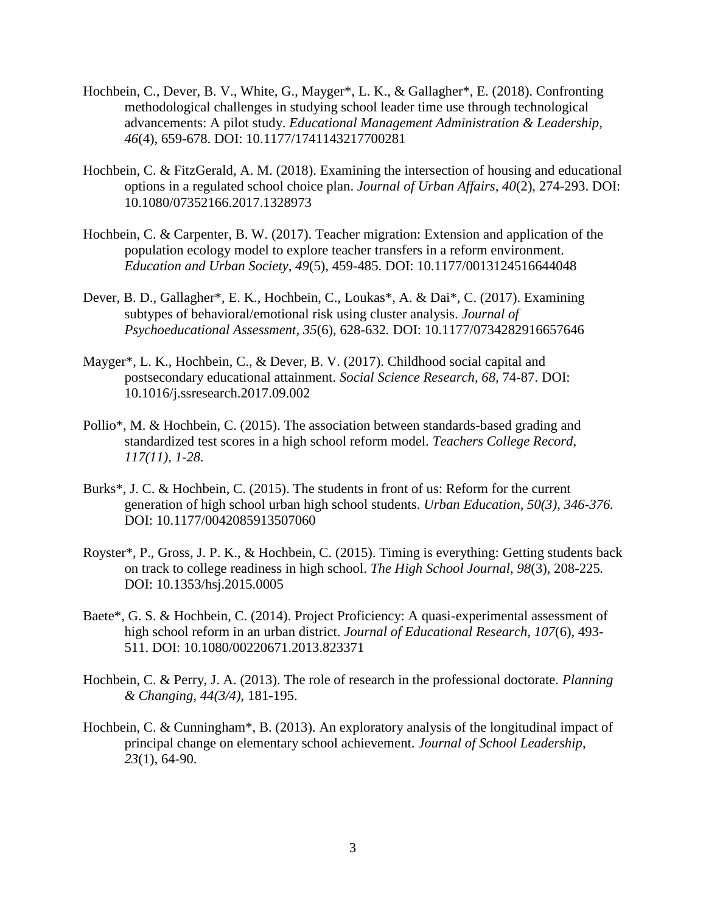Hochbein, C., Dever, B. V., White, G., Mayger*, L. K., & Gallagher*, E. (2018). Confronting methodological challenges in studying school leader time use through technological advancements: A pilot study. *Educational Management Administration & Leadership, 46*(4), 659-678. DOI: 10.1177/1741143217700281

Hochbein, C. & FitzGerald, A. M. (2018). Examining the intersection of housing and educational options in a regulated school choice plan. *Journal of Urban Affairs, 40*(2), 274-293. DOI: 10.1080/07352166.2017.1328973

Hochbein, C. & Carpenter, B. W. (2017). Teacher migration: Extension and application of the population ecology model to explore teacher transfers in a reform environment. *Education and Urban Society, 49*(5), 459-485. DOI: 10.1177/0013124516644048

Dever, B. D., Gallagher*, E. K., Hochbein, C., Loukas*, A. & Dai*, C. (2017). Examining subtypes of behavioral/emotional risk using cluster analysis. *Journal of Psychoeducational Assessment, 35*(6), 628-632. DOI: 10.1177/0734282916657646

Mayger*, L. K., Hochbein, C., & Dever, B. V. (2017). Childhood social capital and postsecondary educational attainment. *Social Science Research, 68*, 74-87. DOI: 10.1016/j.ssresearch.2017.09.002

Pollio*, M. & Hochbein, C. (2015). The association between standards-based grading and standardized test scores in a high school reform model. *Teachers College Record, 117(11), 1-28.*

Burks*, J. C. & Hochbein, C. (2015). The students in front of us: Reform for the current generation of high school urban high school students. *Urban Education, 50(3), 346-376.* DOI: 10.1177/0042085913507060

Royster*, P., Gross, J. P. K., & Hochbein, C. (2015). Timing is everything: Getting students back on track to college readiness in high school. *The High School Journal, 98*(3), 208-225. DOI: 10.1353/hsj.2015.0005

Baete*, G. S. & Hochbein, C. (2014). Project Proficiency: A quasi-experimental assessment of high school reform in an urban district. *Journal of Educational Research, 107*(6), 493-511. DOI: 10.1080/00220671.2013.823371

Hochbein, C. & Perry, J. A. (2013). The role of research in the professional doctorate. *Planning & Changing, 44(3/4)*, 181-195.

Hochbein, C. & Cunningham*, B. (2013). An exploratory analysis of the longitudinal impact of principal change on elementary school achievement. *Journal of School Leadership, 23*(1), 64-90.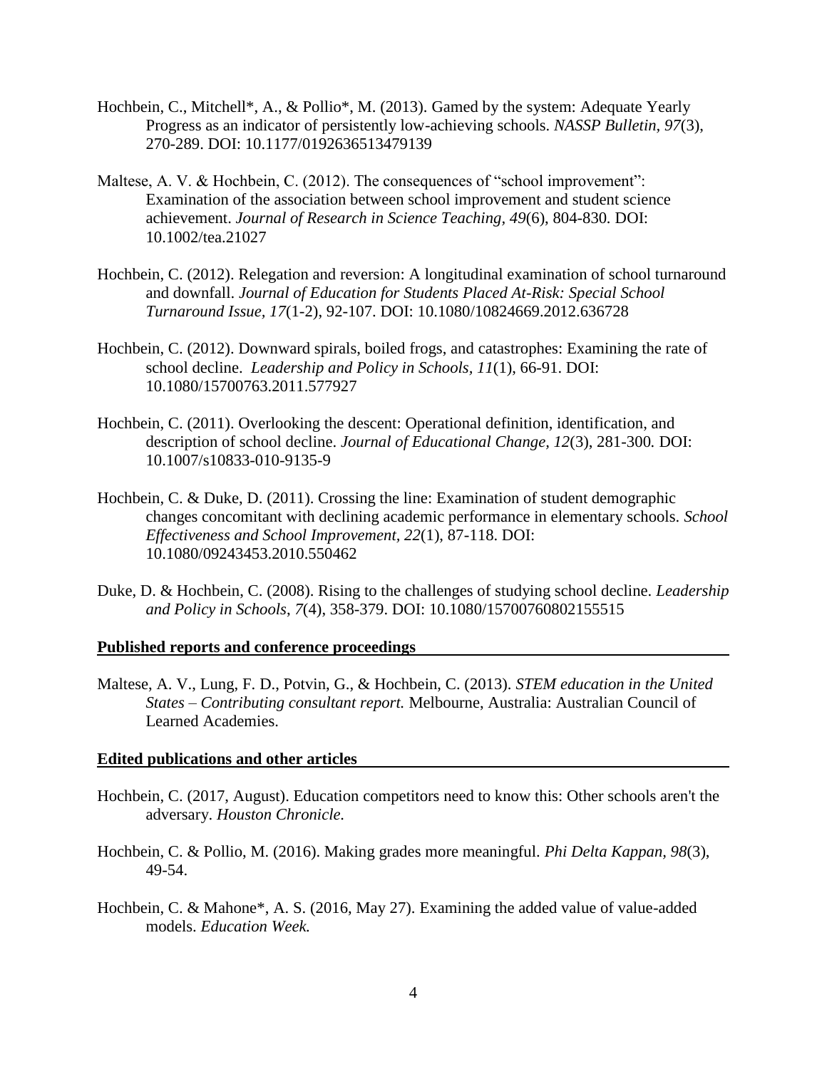Hochbein, C., Mitchell*, A., & Pollio*, M. (2013). Gamed by the system: Adequate Yearly Progress as an indicator of persistently low-achieving schools. *NASSP Bulletin, 97*(3), 270-289. DOI: 10.1177/0192636513479139

Maltese, A. V. & Hochbein, C. (2012). The consequences of "school improvement": Examination of the association between school improvement and student science achievement. *Journal of Research in Science Teaching, 49*(6), 804-830. DOI: 10.1002/tea.21027

Hochbein, C. (2012). Relegation and reversion: A longitudinal examination of school turnaround and downfall. *Journal of Education for Students Placed At-Risk: Special School Turnaround Issue, 17*(1-2), 92-107. DOI: 10.1080/10824669.2012.636728

Hochbein, C. (2012). Downward spirals, boiled frogs, and catastrophes: Examining the rate of school decline. *Leadership and Policy in Schools, 11*(1), 66-91. DOI: 10.1080/15700763.2011.577927

Hochbein, C. (2011). Overlooking the descent: Operational definition, identification, and description of school decline. *Journal of Educational Change, 12*(3), 281-300. DOI: 10.1007/s10833-010-9135-9

Hochbein, C. & Duke, D. (2011). Crossing the line: Examination of student demographic changes concomitant with declining academic performance in elementary schools. *School Effectiveness and School Improvement, 22*(1), 87-118. DOI: 10.1080/09243453.2010.550462

Duke, D. & Hochbein, C. (2008). Rising to the challenges of studying school decline. *Leadership and Policy in Schools, 7*(4), 358-379. DOI: 10.1080/15700760802155515

**Published reports and conference proceedings**

Maltese, A. V., Lung, F. D., Potvin, G., & Hochbein, C. (2013). *STEM education in the United States – Contributing consultant report.* Melbourne, Australia: Australian Council of Learned Academies.

**Edited publications and other articles**

Hochbein, C. (2017, August). Education competitors need to know this: Other schools aren't the adversary. *Houston Chronicle.*

Hochbein, C. & Pollio, M. (2016). Making grades more meaningful. *Phi Delta Kappan, 98*(3), 49-54.

Hochbein, C. & Mahone*, A. S. (2016, May 27). Examining the added value of value-added models. *Education Week.*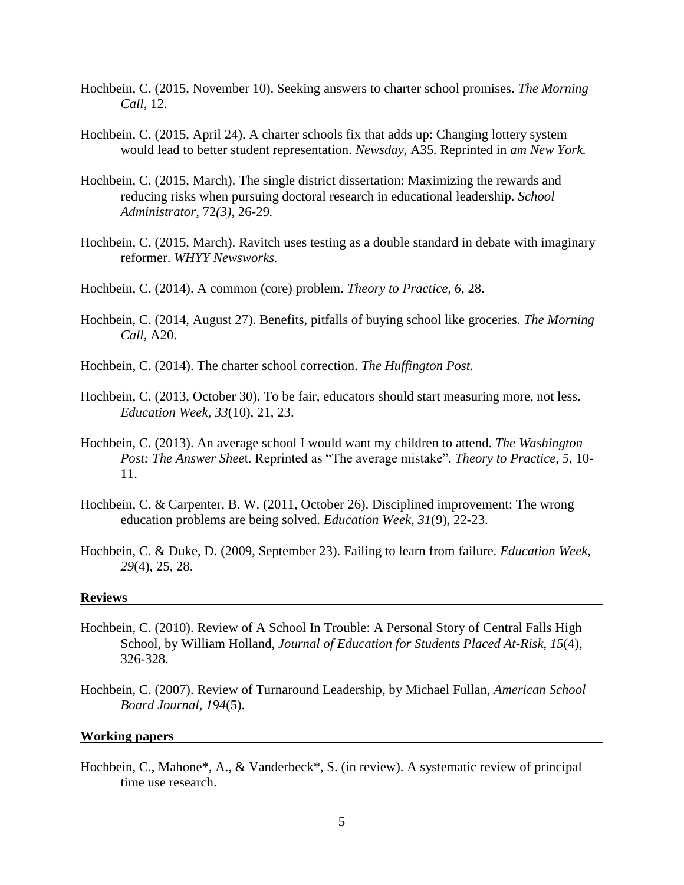Hochbein, C. (2015, November 10). Seeking answers to charter school promises. *The Morning Call*, 12.

Hochbein, C. (2015, April 24). A charter schools fix that adds up: Changing lottery system would lead to better student representation. *Newsday,* A35*.* Reprinted in *am New York.*

Hochbein, C. (2015, March). The single district dissertation: Maximizing the rewards and reducing risks when pursuing doctoral research in educational leadership. *School Administrator,* 72*(3),* 26-29*.*

Hochbein, C. (2015, March). Ravitch uses testing as a double standard in debate with imaginary reformer. *WHYY Newsworks.*

Hochbein, C. (2014). A common (core) problem. *Theory to Practice, 6,* 28.

Hochbein, C. (2014, August 27). Benefits, pitfalls of buying school like groceries. *The Morning Call*, A20.

Hochbein, C. (2014). The charter school correction. *The Huffington Post.*

Hochbein, C. (2013, October 30). To be fair, educators should start measuring more, not less. *Education Week*, *33*(10), 21, 23.

Hochbein, C. (2013). An average school I would want my children to attend. *The Washington Post: The Answer Shee*t. Reprinted as "The average mistake". *Theory to Practice, 5,* 10-11.

Hochbein, C. & Carpenter, B. W. (2011, October 26). Disciplined improvement: The wrong education problems are being solved. *Education Week*, *31*(9), 22-23.

Hochbein, C. & Duke, D. (2009, September 23). Failing to learn from failure. *Education Week, 29*(4), 25, 28.

## Reviews

Hochbein, C. (2010). Review of A School In Trouble: A Personal Story of Central Falls High School, by William Holland, *Journal of Education for Students Placed At-Risk*, *15*(4), 326-328.

Hochbein, C. (2007). Review of Turnaround Leadership, by Michael Fullan, *American School Board Journal*, *194*(5).

## Working papers

Hochbein, C., Mahone*, A., & Vanderbeck*, S. (in review). A systematic review of principal time use research.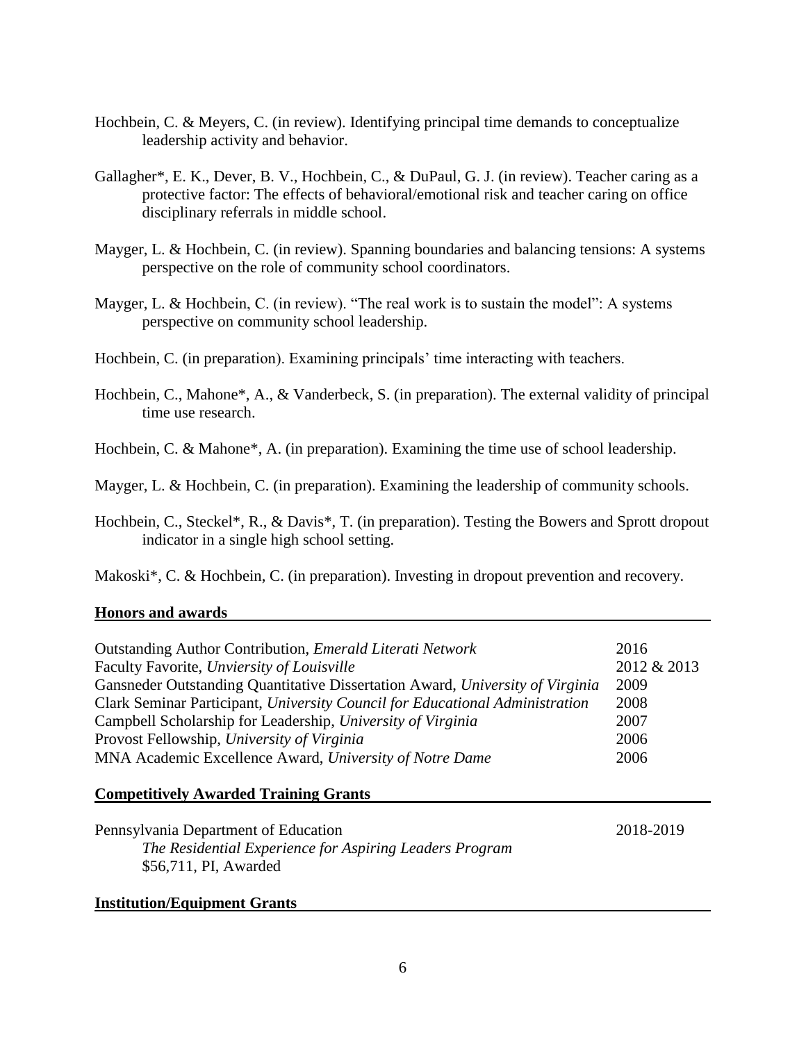Hochbein, C. & Meyers, C. (in review). Identifying principal time demands to conceptualize leadership activity and behavior.

Gallagher*, E. K., Dever, B. V., Hochbein, C., & DuPaul, G. J. (in review). Teacher caring as a protective factor: The effects of behavioral/emotional risk and teacher caring on office disciplinary referrals in middle school.

Mayger, L. & Hochbein, C. (in review). Spanning boundaries and balancing tensions: A systems perspective on the role of community school coordinators.

Mayger, L. & Hochbein, C. (in review). "The real work is to sustain the model": A systems perspective on community school leadership.

Hochbein, C. (in preparation). Examining principals' time interacting with teachers.

Hochbein, C., Mahone*, A., & Vanderbeck, S. (in preparation). The external validity of principal time use research.

Hochbein, C. & Mahone*, A. (in preparation). Examining the time use of school leadership.

Mayger, L. & Hochbein, C. (in preparation). Examining the leadership of community schools.

Hochbein, C., Steckel*, R., & Davis*, T. (in preparation). Testing the Bowers and Sprott dropout indicator in a single high school setting.

Makoski*, C. & Hochbein, C. (in preparation). Investing in dropout prevention and recovery.

## Honors and awards

| | |
|---|---|
| Outstanding Author Contribution, *Emerald Literati Network* | 2016 |
| Faculty Favorite, *Unviersity of Louisville* | 2012 & 2013 |
| Gansneder Outstanding Quantitative Dissertation Award, *University of Virginia* | 2009 |
| Clark Seminar Participant, *University Council for Educational Administration* | 2008 |
| Campbell Scholarship for Leadership, *University of Virginia* | 2007 |
| Provost Fellowship, *University of Virginia* | 2006 |
| MNA Academic Excellence Award, *University of Notre Dame* | 2006 |

## Competitively Awarded Training Grants

Pennsylvania Department of Education — 2018-2019
*The Residential Experience for Aspiring Leaders Program*
$56,711, PI, Awarded

## Institution/Equipment Grants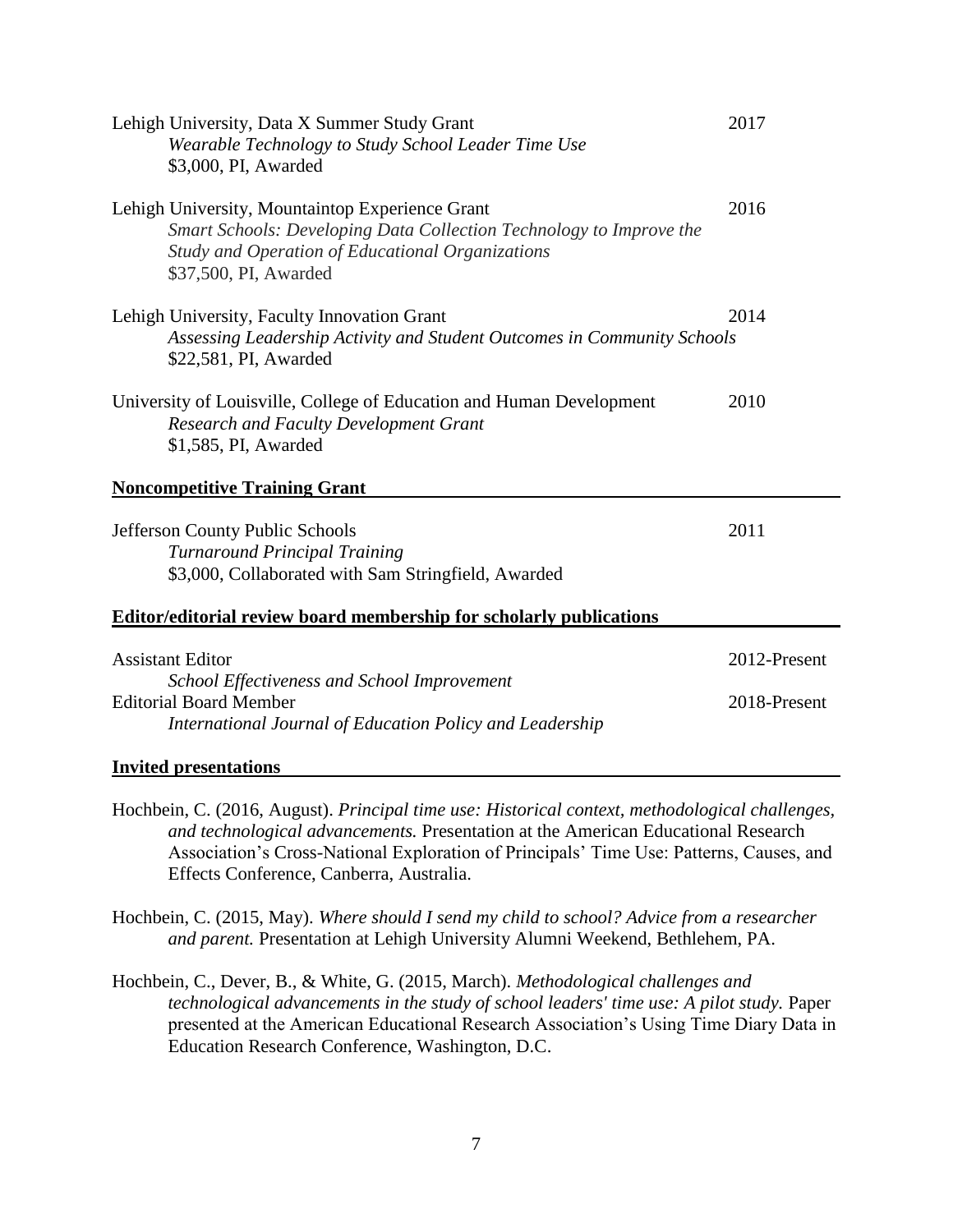Lehigh University, Data X Summer Study Grant — 2017
*Wearable Technology to Study School Leader Time Use*
$3,000, PI, Awarded

Lehigh University, Mountaintop Experience Grant — 2016
*Smart Schools: Developing Data Collection Technology to Improve the Study and Operation of Educational Organizations*
$37,500, PI, Awarded

Lehigh University, Faculty Innovation Grant — 2014
*Assessing Leadership Activity and Student Outcomes in Community Schools*
$22,581, PI, Awarded

University of Louisville, College of Education and Human Development — 2010
*Research and Faculty Development Grant*
$1,585, PI, Awarded

## Noncompetitive Training Grant

Jefferson County Public Schools — 2011
*Turnaround Principal Training*
$3,000, Collaborated with Sam Stringfield, Awarded

## Editor/editorial review board membership for scholarly publications

Assistant Editor — 2012-Present
*School Effectiveness and School Improvement*

Editorial Board Member — 2018-Present
*International Journal of Education Policy and Leadership*

## Invited presentations

Hochbein, C. (2016, August). *Principal time use: Historical context, methodological challenges, and technological advancements.* Presentation at the American Educational Research Association's Cross-National Exploration of Principals' Time Use: Patterns, Causes, and Effects Conference, Canberra, Australia.

Hochbein, C. (2015, May). *Where should I send my child to school? Advice from a researcher and parent.* Presentation at Lehigh University Alumni Weekend, Bethlehem, PA.

Hochbein, C., Dever, B., & White, G. (2015, March). *Methodological challenges and technological advancements in the study of school leaders' time use: A pilot study.* Paper presented at the American Educational Research Association's Using Time Diary Data in Education Research Conference, Washington, D.C.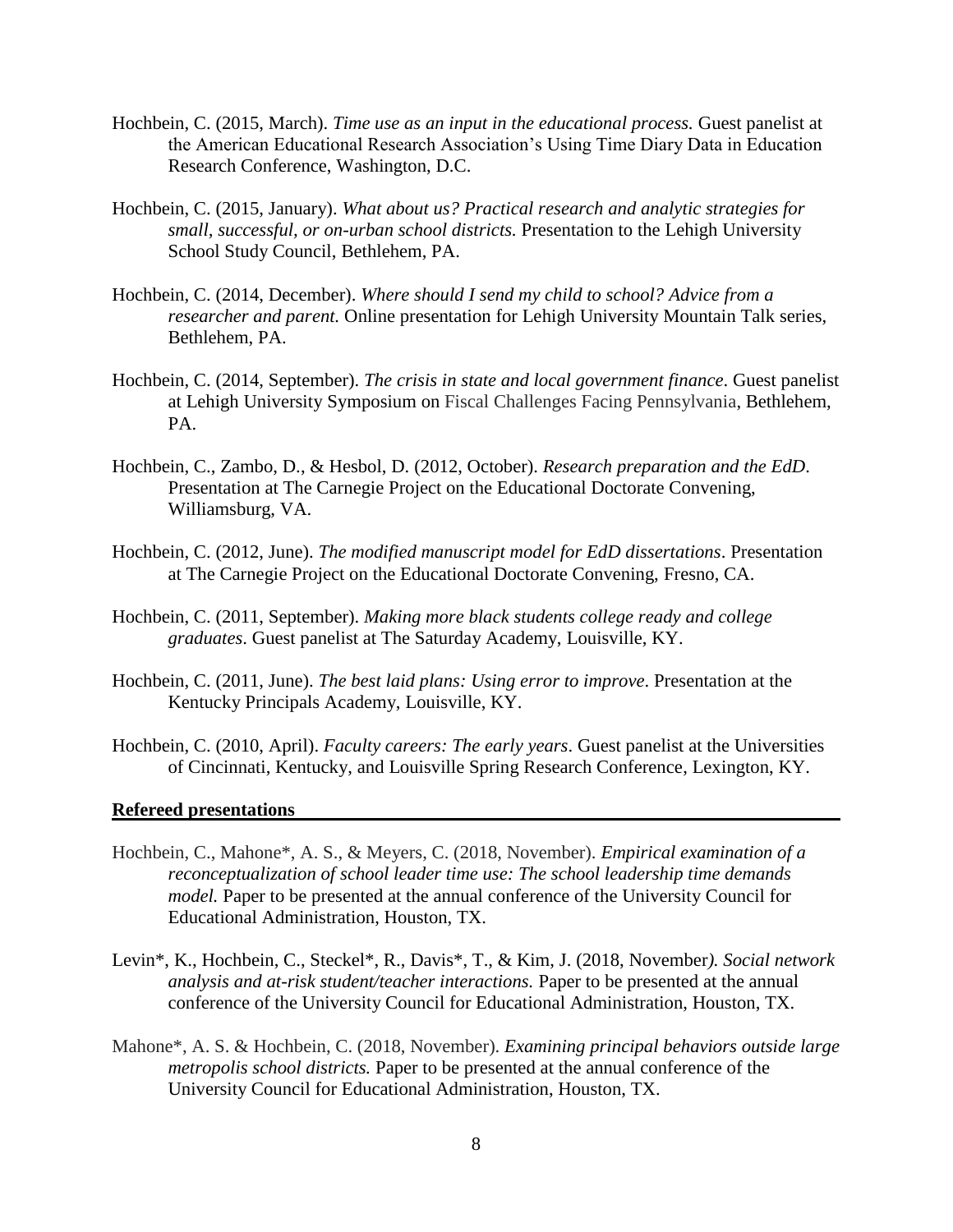Hochbein, C. (2015, March). *Time use as an input in the educational process.* Guest panelist at the American Educational Research Association's Using Time Diary Data in Education Research Conference, Washington, D.C.

Hochbein, C. (2015, January). *What about us? Practical research and analytic strategies for small, successful, or on-urban school districts.* Presentation to the Lehigh University School Study Council, Bethlehem, PA.

Hochbein, C. (2014, December). *Where should I send my child to school? Advice from a researcher and parent.* Online presentation for Lehigh University Mountain Talk series, Bethlehem, PA.

Hochbein, C. (2014, September). *The crisis in state and local government finance*. Guest panelist at Lehigh University Symposium on Fiscal Challenges Facing Pennsylvania, Bethlehem, PA.

Hochbein, C., Zambo, D., & Hesbol, D. (2012, October). *Research preparation and the EdD*. Presentation at The Carnegie Project on the Educational Doctorate Convening, Williamsburg, VA.

Hochbein, C. (2012, June). *The modified manuscript model for EdD dissertations*. Presentation at The Carnegie Project on the Educational Doctorate Convening, Fresno, CA.

Hochbein, C. (2011, September). *Making more black students college ready and college graduates*. Guest panelist at The Saturday Academy, Louisville, KY.

Hochbein, C. (2011, June). *The best laid plans: Using error to improve*. Presentation at the Kentucky Principals Academy, Louisville, KY.

Hochbein, C. (2010, April). *Faculty careers: The early years*. Guest panelist at the Universities of Cincinnati, Kentucky, and Louisville Spring Research Conference, Lexington, KY.

## Refereed presentations

Hochbein, C., Mahone*, A. S., & Meyers, C. (2018, November). *Empirical examination of a reconceptualization of school leader time use: The school leadership time demands model.* Paper to be presented at the annual conference of the University Council for Educational Administration, Houston, TX.

Levin*, K., Hochbein, C., Steckel*, R., Davis*, T., & Kim, J. (2018, November*). Social network analysis and at-risk student/teacher interactions.* Paper to be presented at the annual conference of the University Council for Educational Administration, Houston, TX.

Mahone*, A. S. & Hochbein, C. (2018, November). *Examining principal behaviors outside large metropolis school districts.* Paper to be presented at the annual conference of the University Council for Educational Administration, Houston, TX.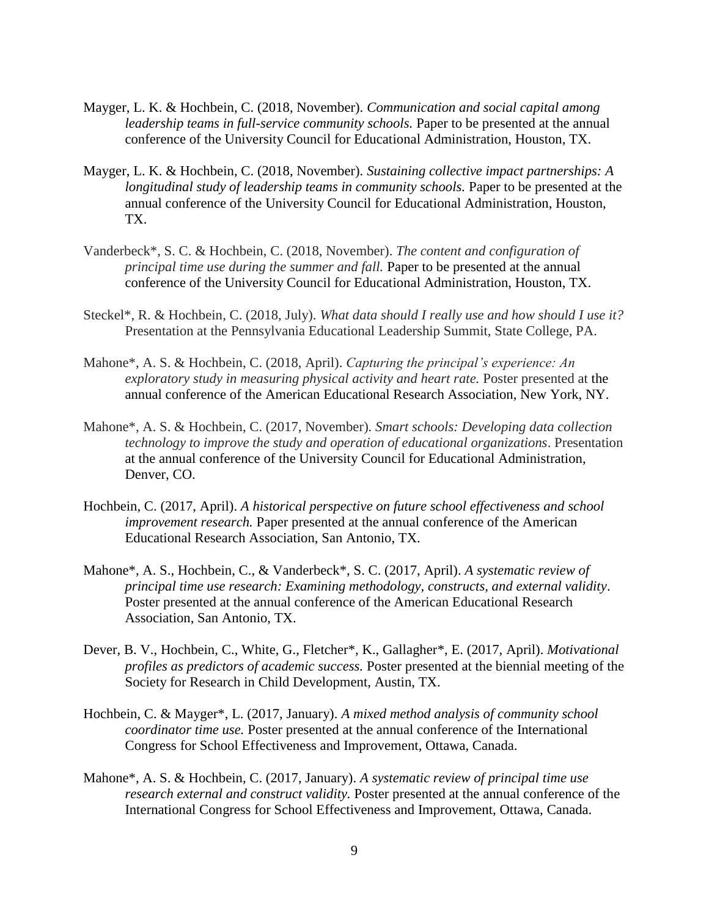Mayger, L. K. & Hochbein, C. (2018, November). *Communication and social capital among leadership teams in full-service community schools.* Paper to be presented at the annual conference of the University Council for Educational Administration, Houston, TX.

Mayger, L. K. & Hochbein, C. (2018, November). *Sustaining collective impact partnerships: A longitudinal study of leadership teams in community schools.* Paper to be presented at the annual conference of the University Council for Educational Administration, Houston, TX.

Vanderbeck*, S. C. & Hochbein, C. (2018, November). *The content and configuration of principal time use during the summer and fall.* Paper to be presented at the annual conference of the University Council for Educational Administration, Houston, TX.

Steckel*, R. & Hochbein, C. (2018, July). *What data should I really use and how should I use it?* Presentation at the Pennsylvania Educational Leadership Summit, State College, PA.

Mahone*, A. S. & Hochbein, C. (2018, April). *Capturing the principal's experience: An exploratory study in measuring physical activity and heart rate.* Poster presented at the annual conference of the American Educational Research Association, New York, NY.

Mahone*, A. S. & Hochbein, C. (2017, November). *Smart schools: Developing data collection technology to improve the study and operation of educational organizations*. Presentation at the annual conference of the University Council for Educational Administration, Denver, CO.

Hochbein, C. (2017, April). *A historical perspective on future school effectiveness and school improvement research.* Paper presented at the annual conference of the American Educational Research Association, San Antonio, TX.

Mahone*, A. S., Hochbein, C., & Vanderbeck*, S. C. (2017, April). *A systematic review of principal time use research: Examining methodology, constructs, and external validity*. Poster presented at the annual conference of the American Educational Research Association, San Antonio, TX.

Dever, B. V., Hochbein, C., White, G., Fletcher*, K., Gallagher*, E. (2017, April). *Motivational profiles as predictors of academic success.* Poster presented at the biennial meeting of the Society for Research in Child Development, Austin, TX.

Hochbein, C. & Mayger*, L. (2017, January). *A mixed method analysis of community school coordinator time use.* Poster presented at the annual conference of the International Congress for School Effectiveness and Improvement, Ottawa, Canada.

Mahone*, A. S. & Hochbein, C. (2017, January). *A systematic review of principal time use research external and construct validity.* Poster presented at the annual conference of the International Congress for School Effectiveness and Improvement, Ottawa, Canada.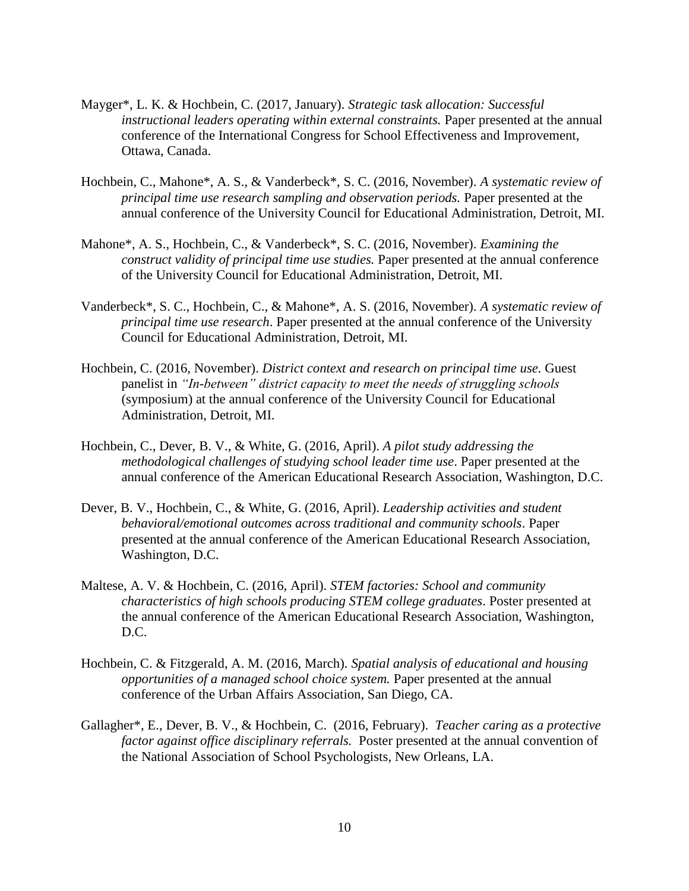Mayger*, L. K. & Hochbein, C. (2017, January). *Strategic task allocation: Successful instructional leaders operating within external constraints.* Paper presented at the annual conference of the International Congress for School Effectiveness and Improvement, Ottawa, Canada.

Hochbein, C., Mahone*, A. S., & Vanderbeck*, S. C. (2016, November). *A systematic review of principal time use research sampling and observation periods.* Paper presented at the annual conference of the University Council for Educational Administration, Detroit, MI.

Mahone*, A. S., Hochbein, C., & Vanderbeck*, S. C. (2016, November). *Examining the construct validity of principal time use studies.* Paper presented at the annual conference of the University Council for Educational Administration, Detroit, MI.

Vanderbeck*, S. C., Hochbein, C., & Mahone*, A. S. (2016, November). *A systematic review of principal time use research*. Paper presented at the annual conference of the University Council for Educational Administration, Detroit, MI.

Hochbein, C. (2016, November). *District context and research on principal time use.* Guest panelist in *"In-between" district capacity to meet the needs of struggling schools* (symposium) at the annual conference of the University Council for Educational Administration, Detroit, MI.

Hochbein, C., Dever, B. V., & White, G. (2016, April). *A pilot study addressing the methodological challenges of studying school leader time use*. Paper presented at the annual conference of the American Educational Research Association, Washington, D.C.

Dever, B. V., Hochbein, C., & White, G. (2016, April). *Leadership activities and student behavioral/emotional outcomes across traditional and community schools*. Paper presented at the annual conference of the American Educational Research Association, Washington, D.C.

Maltese, A. V. & Hochbein, C. (2016, April). *STEM factories: School and community characteristics of high schools producing STEM college graduates*. Poster presented at the annual conference of the American Educational Research Association, Washington, D.C.

Hochbein, C. & Fitzgerald, A. M. (2016, March). *Spatial analysis of educational and housing opportunities of a managed school choice system.* Paper presented at the annual conference of the Urban Affairs Association, San Diego, CA.

Gallagher*, E., Dever, B. V., & Hochbein, C. (2016, February). *Teacher caring as a protective factor against office disciplinary referrals.* Poster presented at the annual convention of the National Association of School Psychologists, New Orleans, LA.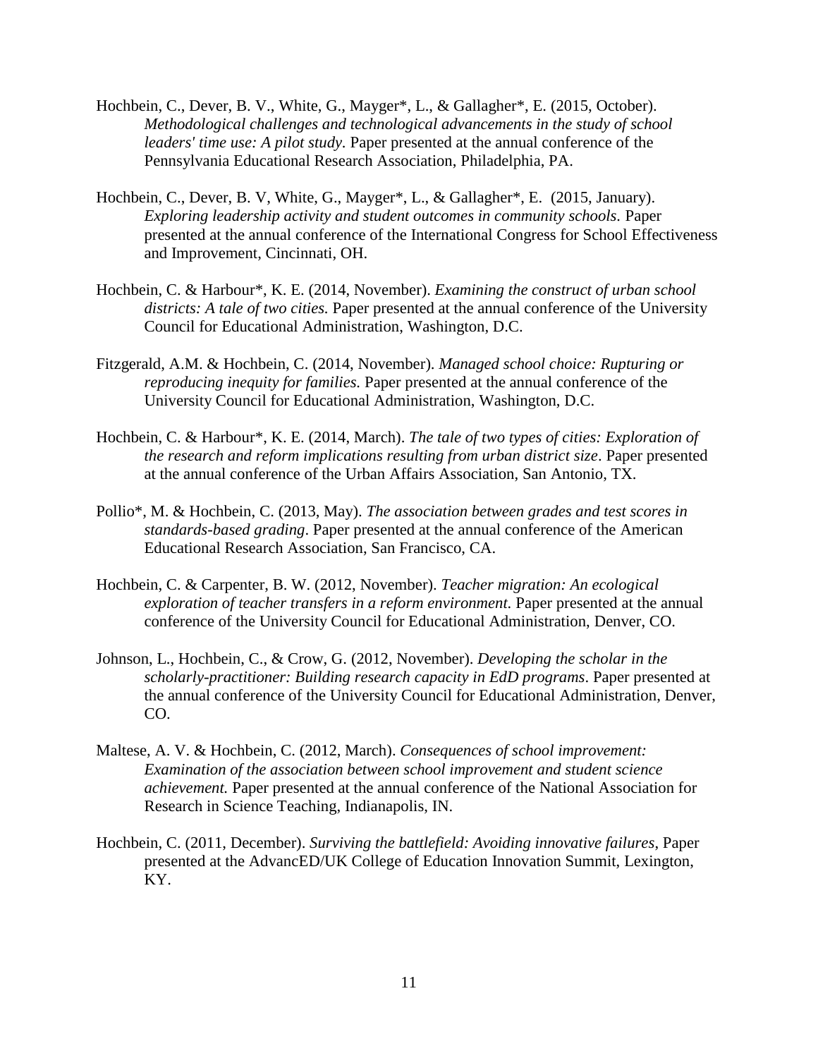Hochbein, C., Dever, B. V., White, G., Mayger*, L., & Gallagher*, E. (2015, October). *Methodological challenges and technological advancements in the study of school leaders' time use: A pilot study*. Paper presented at the annual conference of the Pennsylvania Educational Research Association, Philadelphia, PA.

Hochbein, C., Dever, B. V, White, G., Mayger*, L., & Gallagher*, E. (2015, January). *Exploring leadership activity and student outcomes in community schools.* Paper presented at the annual conference of the International Congress for School Effectiveness and Improvement, Cincinnati, OH.

Hochbein, C. & Harbour*, K. E. (2014, November). *Examining the construct of urban school districts: A tale of two cities.* Paper presented at the annual conference of the University Council for Educational Administration, Washington, D.C.

Fitzgerald, A.M. & Hochbein, C. (2014, November). *Managed school choice: Rupturing or reproducing inequity for families.* Paper presented at the annual conference of the University Council for Educational Administration, Washington, D.C.

Hochbein, C. & Harbour*, K. E. (2014, March). *The tale of two types of cities: Exploration of the research and reform implications resulting from urban district size*. Paper presented at the annual conference of the Urban Affairs Association, San Antonio, TX.

Pollio*, M. & Hochbein, C. (2013, May). *The association between grades and test scores in standards-based grading*. Paper presented at the annual conference of the American Educational Research Association, San Francisco, CA.

Hochbein, C. & Carpenter, B. W. (2012, November). *Teacher migration: An ecological exploration of teacher transfers in a reform environment.* Paper presented at the annual conference of the University Council for Educational Administration, Denver, CO.

Johnson, L., Hochbein, C., & Crow, G. (2012, November). *Developing the scholar in the scholarly-practitioner: Building research capacity in EdD programs*. Paper presented at the annual conference of the University Council for Educational Administration, Denver, CO.

Maltese, A. V. & Hochbein, C. (2012, March). *Consequences of school improvement: Examination of the association between school improvement and student science achievement.* Paper presented at the annual conference of the National Association for Research in Science Teaching, Indianapolis, IN.

Hochbein, C. (2011, December). *Surviving the battlefield: Avoiding innovative failures*, Paper presented at the AdvancED/UK College of Education Innovation Summit, Lexington, KY.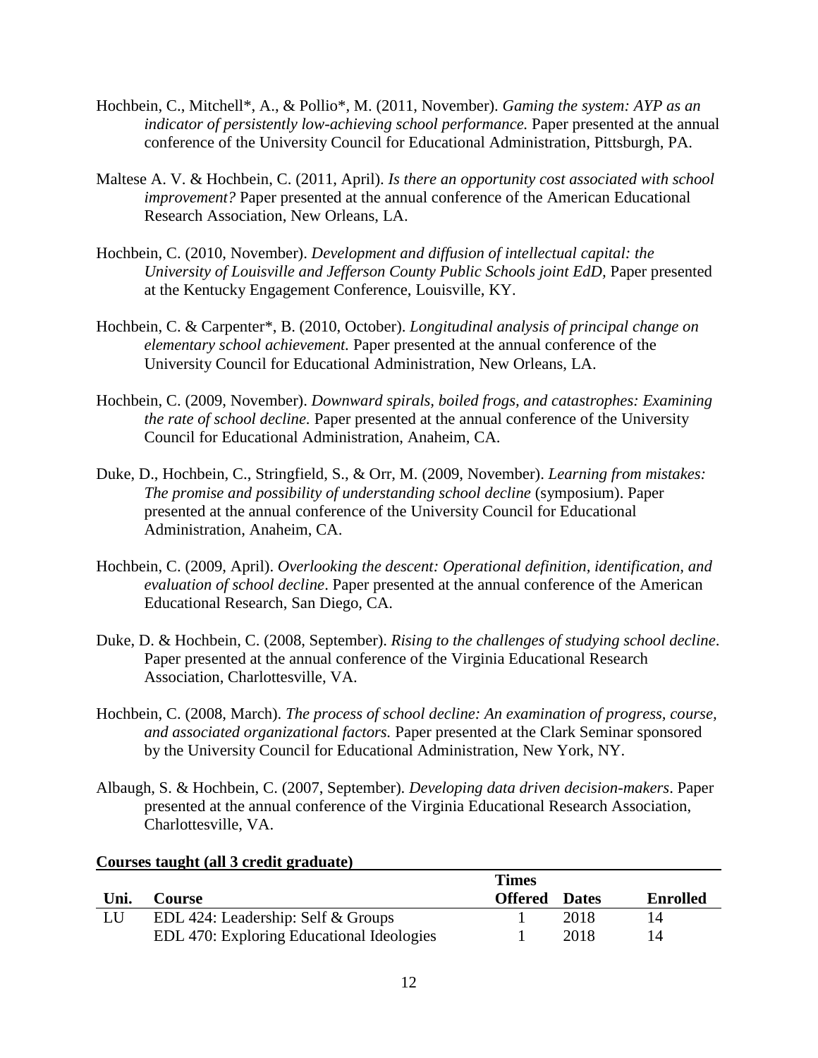Hochbein, C., Mitchell*, A., & Pollio*, M. (2011, November). *Gaming the system: AYP as an indicator of persistently low-achieving school performance.* Paper presented at the annual conference of the University Council for Educational Administration, Pittsburgh, PA.

Maltese A. V. & Hochbein, C. (2011, April). *Is there an opportunity cost associated with school improvement?* Paper presented at the annual conference of the American Educational Research Association, New Orleans, LA.

Hochbein, C. (2010, November). *Development and diffusion of intellectual capital: the University of Louisville and Jefferson County Public Schools joint EdD,* Paper presented at the Kentucky Engagement Conference, Louisville, KY.

Hochbein, C. & Carpenter*, B. (2010, October). *Longitudinal analysis of principal change on elementary school achievement.* Paper presented at the annual conference of the University Council for Educational Administration, New Orleans, LA.

Hochbein, C. (2009, November). *Downward spirals, boiled frogs, and catastrophes: Examining the rate of school decline.* Paper presented at the annual conference of the University Council for Educational Administration, Anaheim, CA.

Duke, D., Hochbein, C., Stringfield, S., & Orr, M. (2009, November). *Learning from mistakes: The promise and possibility of understanding school decline* (symposium). Paper presented at the annual conference of the University Council for Educational Administration, Anaheim, CA.

Hochbein, C. (2009, April). *Overlooking the descent: Operational definition, identification, and evaluation of school decline*. Paper presented at the annual conference of the American Educational Research, San Diego, CA.

Duke, D. & Hochbein, C. (2008, September). *Rising to the challenges of studying school decline*. Paper presented at the annual conference of the Virginia Educational Research Association, Charlottesville, VA.

Hochbein, C. (2008, March). *The process of school decline: An examination of progress, course, and associated organizational factors.* Paper presented at the Clark Seminar sponsored by the University Council for Educational Administration, New York, NY.

Albaugh, S. & Hochbein, C. (2007, September). *Developing data driven decision-makers*. Paper presented at the annual conference of the Virginia Educational Research Association, Charlottesville, VA.

**Courses taught (all 3 credit graduate)**

| Uni. | Course | Times Offered | Dates | Enrolled |
|---|---|---|---|---|
| LU | EDL 424: Leadership: Self & Groups | 1 | 2018 | 14 |
| | EDL 470: Exploring Educational Ideologies | 1 | 2018 | 14 |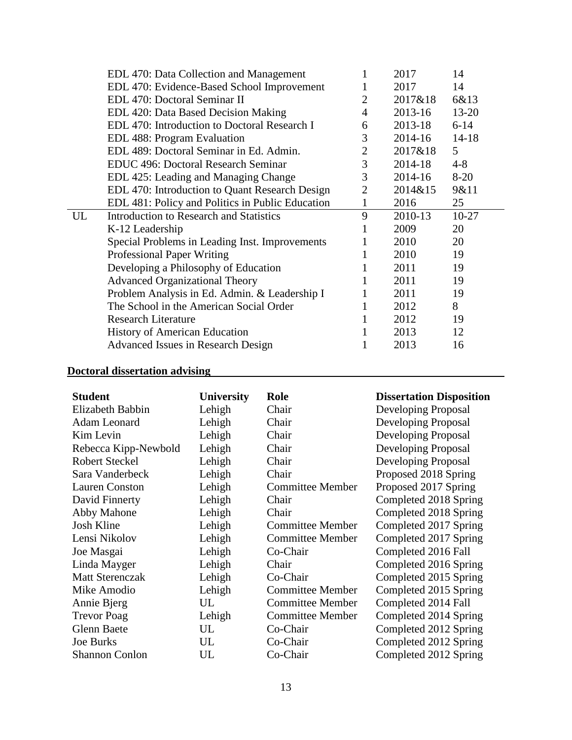|  | Course | Sections | Year(s) | Enrollment |
|---|---|---|---|---|
|  | EDL 470: Data Collection and Management | 1 | 2017 | 14 |
|  | EDL 470: Evidence-Based School Improvement | 1 | 2017 | 14 |
|  | EDL 470: Doctoral Seminar II | 2 | 2017&18 | 6&13 |
|  | EDL 420: Data Based Decision Making | 4 | 2013-16 | 13-20 |
|  | EDL 470: Introduction to Doctoral Research I | 6 | 2013-18 | 6-14 |
|  | EDL 488: Program Evaluation | 3 | 2014-16 | 14-18 |
|  | EDL 489: Doctoral Seminar in Ed. Admin. | 2 | 2017&18 | 5 |
|  | EDUC 496: Doctoral Research Seminar | 3 | 2014-18 | 4-8 |
|  | EDL 425: Leading and Managing Change | 3 | 2014-16 | 8-20 |
|  | EDL 470: Introduction to Quant Research Design | 2 | 2014&15 | 9&11 |
|  | EDL 481: Policy and Politics in Public Education | 1 | 2016 | 25 |
| UL | Introduction to Research and Statistics | 9 | 2010-13 | 10-27 |
|  | K-12 Leadership | 1 | 2009 | 20 |
|  | Special Problems in Leading Inst. Improvements | 1 | 2010 | 20 |
|  | Professional Paper Writing | 1 | 2010 | 19 |
|  | Developing a Philosophy of Education | 1 | 2011 | 19 |
|  | Advanced Organizational Theory | 1 | 2011 | 19 |
|  | Problem Analysis in Ed. Admin. & Leadership I | 1 | 2011 | 19 |
|  | The School in the American Social Order | 1 | 2012 | 8 |
|  | Research Literature | 1 | 2012 | 19 |
|  | History of American Education | 1 | 2013 | 12 |
|  | Advanced Issues in Research Design | 1 | 2013 | 16 |

## Doctoral dissertation advising

| **Student** | **University** | **Role** | **Dissertation Disposition** |
|---|---|---|---|
| Elizabeth Babbin | Lehigh | Chair | Developing Proposal |
| Adam Leonard | Lehigh | Chair | Developing Proposal |
| Kim Levin | Lehigh | Chair | Developing Proposal |
| Rebecca Kipp-Newbold | Lehigh | Chair | Developing Proposal |
| Robert Steckel | Lehigh | Chair | Developing Proposal |
| Sara Vanderbeck | Lehigh | Chair | Proposed 2018 Spring |
| Lauren Conston | Lehigh | Committee Member | Proposed 2017 Spring |
| David Finnerty | Lehigh | Chair | Completed 2018 Spring |
| Abby Mahone | Lehigh | Chair | Completed 2018 Spring |
| Josh Kline | Lehigh | Committee Member | Completed 2017 Spring |
| Lensi Nikolov | Lehigh | Committee Member | Completed 2017 Spring |
| Joe Masgai | Lehigh | Co-Chair | Completed 2016 Fall |
| Linda Mayger | Lehigh | Chair | Completed 2016 Spring |
| Matt Sterenczak | Lehigh | Co-Chair | Completed 2015 Spring |
| Mike Amodio | Lehigh | Committee Member | Completed 2015 Spring |
| Annie Bjerg | UL | Committee Member | Completed 2014 Fall |
| Trevor Poag | Lehigh | Committee Member | Completed 2014 Spring |
| Glenn Baete | UL | Co-Chair | Completed 2012 Spring |
| Joe Burks | UL | Co-Chair | Completed 2012 Spring |
| Shannon Conlon | UL | Co-Chair | Completed 2012 Spring |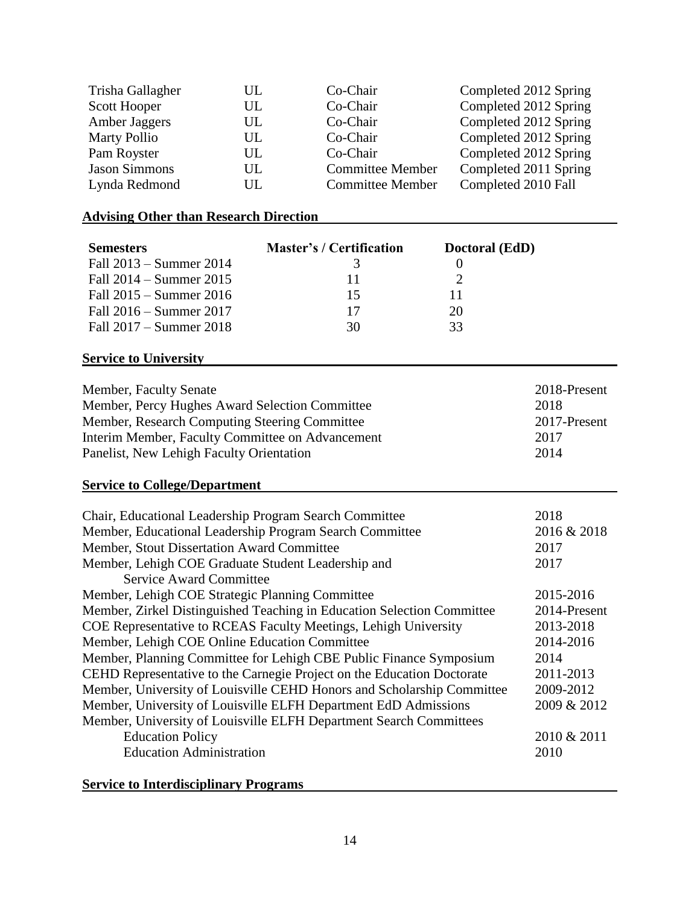| | | | |
|---|---|---|---|
| Trisha Gallagher | UL | Co-Chair | Completed 2012 Spring |
| Scott Hooper | UL | Co-Chair | Completed 2012 Spring |
| Amber Jaggers | UL | Co-Chair | Completed 2012 Spring |
| Marty Pollio | UL | Co-Chair | Completed 2012 Spring |
| Pam Royster | UL | Co-Chair | Completed 2012 Spring |
| Jason Simmons | UL | Committee Member | Completed 2011 Spring |
| Lynda Redmond | UL | Committee Member | Completed 2010 Fall |

## Advising Other than Research Direction

| Semesters | Master's / Certification | Doctoral (EdD) |
|---|---|---|
| Fall 2013 – Summer 2014 | 3 | 0 |
| Fall 2014 – Summer 2015 | 11 | 2 |
| Fall 2015 – Summer 2016 | 15 | 11 |
| Fall 2016 – Summer 2017 | 17 | 20 |
| Fall 2017 – Summer 2018 | 30 | 33 |

## Service to University

| | |
|---|---|
| Member, Faculty Senate | 2018-Present |
| Member, Percy Hughes Award Selection Committee | 2018 |
| Member, Research Computing Steering Committee | 2017-Present |
| Interim Member, Faculty Committee on Advancement | 2017 |
| Panelist, New Lehigh Faculty Orientation | 2014 |

## Service to College/Department

| | |
|---|---|
| Chair, Educational Leadership Program Search Committee | 2018 |
| Member, Educational Leadership Program Search Committee | 2016 & 2018 |
| Member, Stout Dissertation Award Committee | 2017 |
| Member, Lehigh COE Graduate Student Leadership and Service Award Committee | 2017 |
| Member, Lehigh COE Strategic Planning Committee | 2015-2016 |
| Member, Zirkel Distinguished Teaching in Education Selection Committee | 2014-Present |
| COE Representative to RCEAS Faculty Meetings, Lehigh University | 2013-2018 |
| Member, Lehigh COE Online Education Committee | 2014-2016 |
| Member, Planning Committee for Lehigh CBE Public Finance Symposium | 2014 |
| CEHD Representative to the Carnegie Project on the Education Doctorate | 2011-2013 |
| Member, University of Louisville CEHD Honors and Scholarship Committee | 2009-2012 |
| Member, University of Louisville ELFH Department EdD Admissions | 2009 & 2012 |
| Member, University of Louisville ELFH Department Search Committees | |
| Education Policy | 2010 & 2011 |
| Education Administration | 2010 |

## Service to Interdisciplinary Programs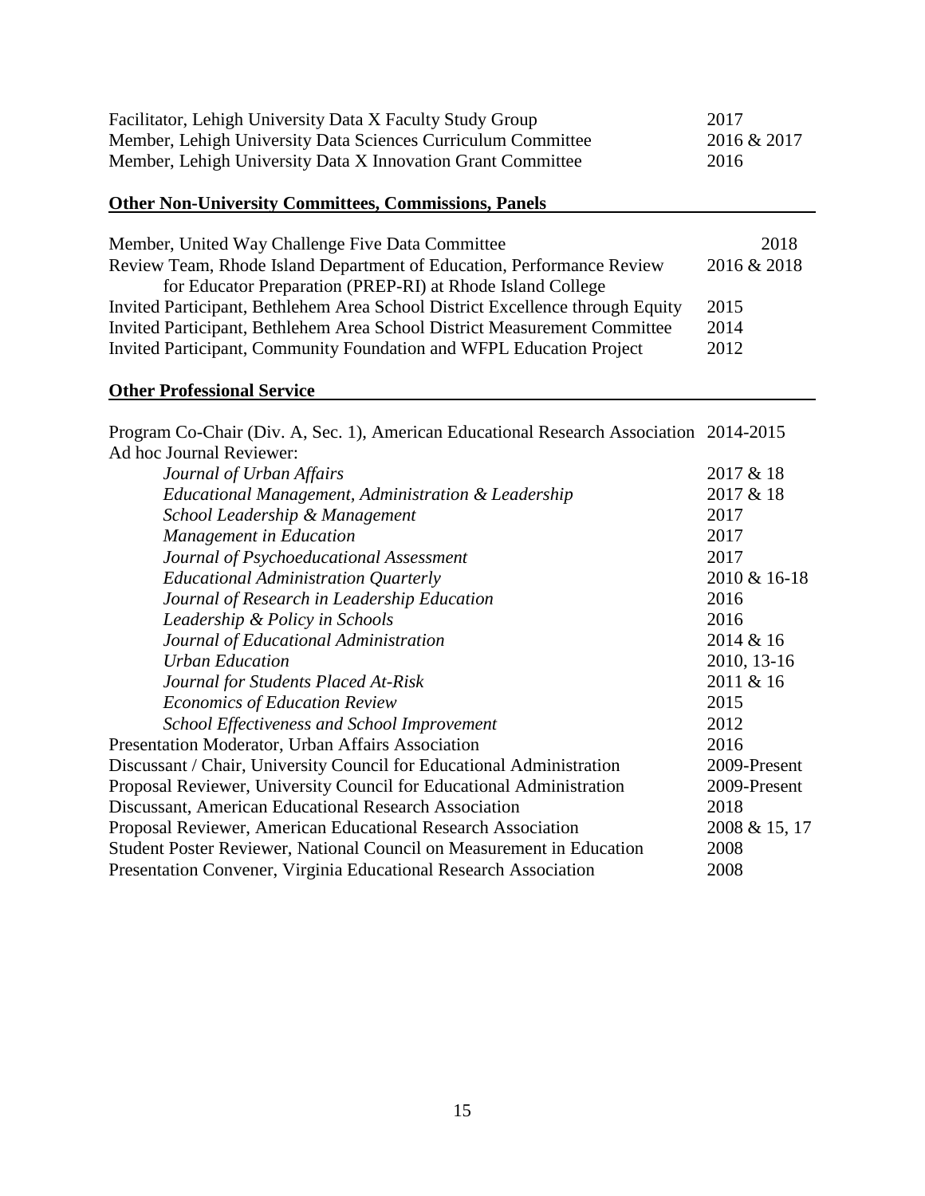| | |
|---|---|
| Facilitator, Lehigh University Data X Faculty Study Group | 2017 |
| Member, Lehigh University Data Sciences Curriculum Committee | 2016 & 2017 |
| Member, Lehigh University Data X Innovation Grant Committee | 2016 |

## Other Non-University Committees, Commissions, Panels

| | |
|---|---|
| Member, United Way Challenge Five Data Committee | 2018 |
| Review Team, Rhode Island Department of Education, Performance Review for Educator Preparation (PREP-RI) at Rhode Island College | 2016 & 2018 |
| Invited Participant, Bethlehem Area School District Excellence through Equity | 2015 |
| Invited Participant, Bethlehem Area School District Measurement Committee | 2014 |
| Invited Participant, Community Foundation and WFPL Education Project | 2012 |

## Other Professional Service

| | |
|---|---|
| Program Co-Chair (Div. A, Sec. 1), American Educational Research Association | 2014-2015 |
| Ad hoc Journal Reviewer: | |
| *Journal of Urban Affairs* | 2017 & 18 |
| *Educational Management, Administration & Leadership* | 2017 & 18 |
| *School Leadership & Management* | 2017 |
| *Management in Education* | 2017 |
| *Journal of Psychoeducational Assessment* | 2017 |
| *Educational Administration Quarterly* | 2010 & 16-18 |
| *Journal of Research in Leadership Education* | 2016 |
| *Leadership & Policy in Schools* | 2016 |
| *Journal of Educational Administration* | 2014 & 16 |
| *Urban Education* | 2010, 13-16 |
| *Journal for Students Placed At-Risk* | 2011 & 16 |
| *Economics of Education Review* | 2015 |
| *School Effectiveness and School Improvement* | 2012 |
| Presentation Moderator, Urban Affairs Association | 2016 |
| Discussant / Chair, University Council for Educational Administration | 2009-Present |
| Proposal Reviewer, University Council for Educational Administration | 2009-Present |
| Discussant, American Educational Research Association | 2018 |
| Proposal Reviewer, American Educational Research Association | 2008 & 15, 17 |
| Student Poster Reviewer, National Council on Measurement in Education | 2008 |
| Presentation Convener, Virginia Educational Research Association | 2008 |